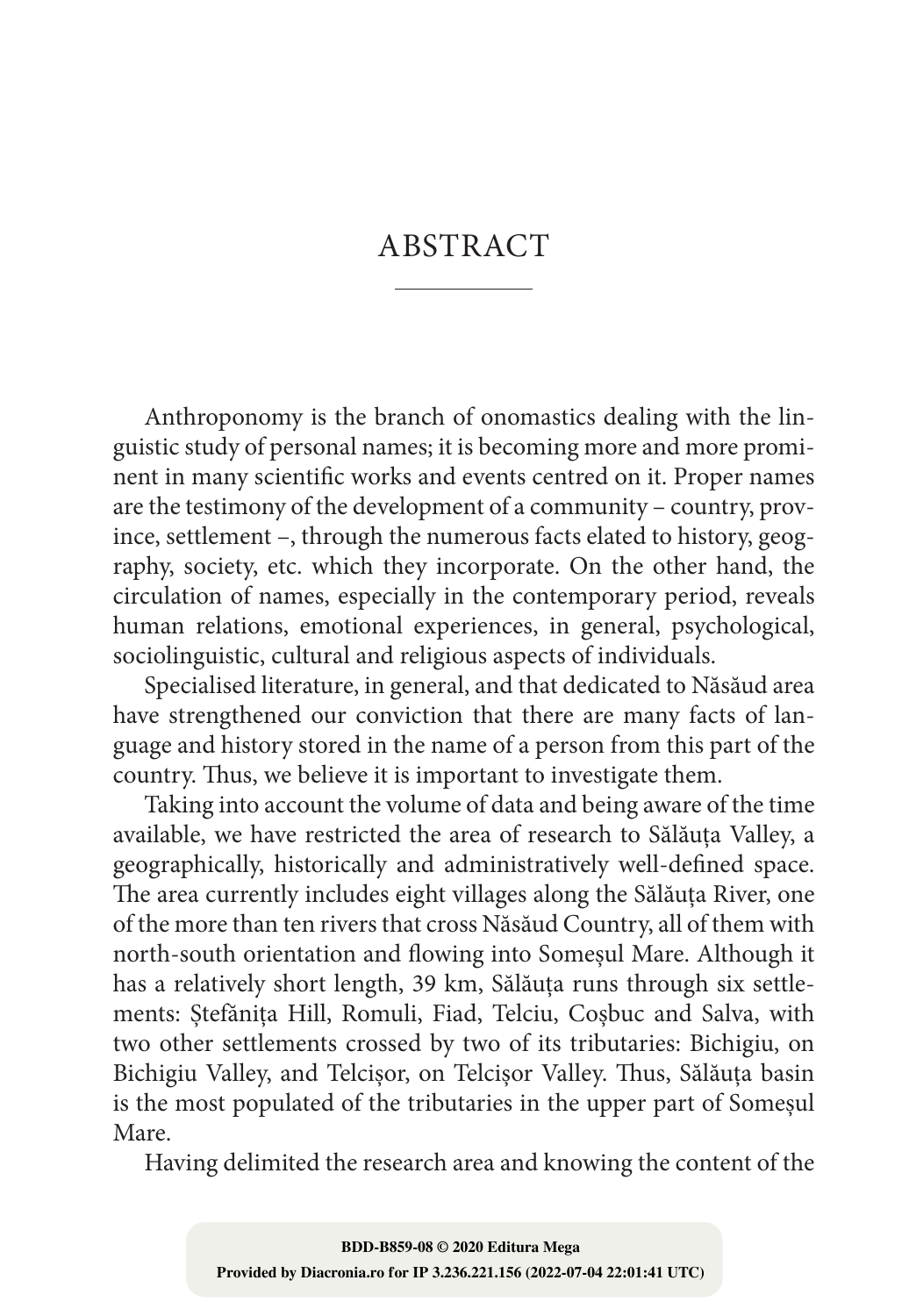# ABSTRACT

Anthroponomy is the branch of onomastics dealing with the linguistic study of personal names; it is becoming more and more prominent in many scientific works and events centred on it. Proper names are the testimony of the development of a community – country, province, settlement –, through the numerous facts elated to history, geography, society, etc. which they incorporate. On the other hand, the circulation of names, especially in the contemporary period, reveals human relations, emotional experiences, in general, psychological, sociolinguistic, cultural and religious aspects of individuals.

Specialised literature, in general, and that dedicated to Năsăud area have strengthened our conviction that there are many facts of language and history stored in the name of a person from this part of the country. Thus, we believe it is important to investigate them.

Taking into account the volume of data and being aware of the time available, we have restricted the area of research to Sălăuța Valley, a geographically, historically and administratively well-defined space. The area currently includes eight villages along the Sălăuța River, one of the more than ten rivers that cross Năsăud Country, all of them with north-south orientation and flowing into Someșul Mare. Although it has a relatively short length, 39 km, Sălăuța runs through six settlements: Ștefănița Hill, Romuli, Fiad, Telciu, Coșbuc and Salva, with two other settlements crossed by two of its tributaries: Bichigiu, on Bichigiu Valley, and Telcișor, on Telcișor Valley. Thus, Sălăuța basin is the most populated of the tributaries in the upper part of Someșul Mare.

Having delimited the research area and knowing the content of the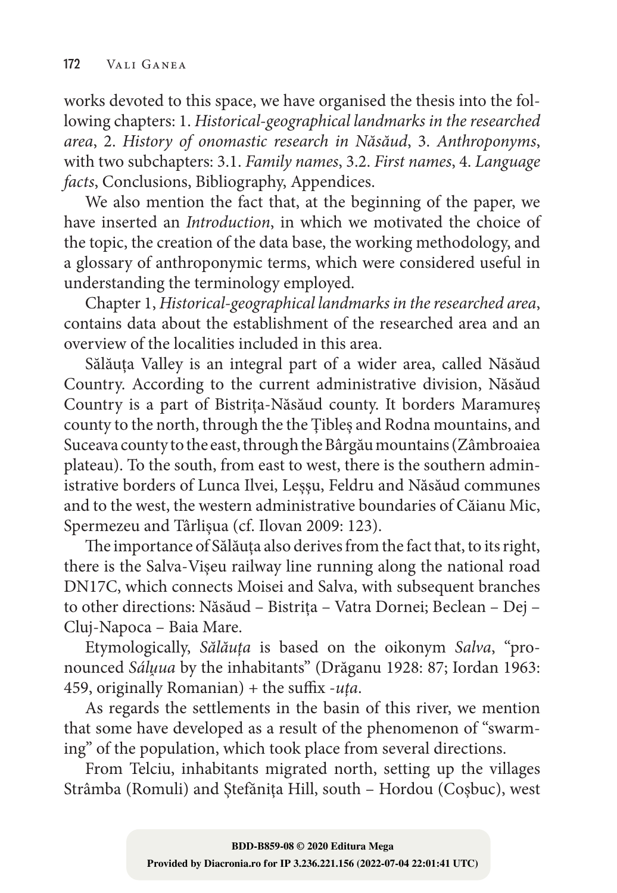works devoted to this space, we have organised the thesis into the following chapters: 1. *Historical-geographical landmarks in the researched area*, 2. *History of onomastic research in Năsăud*, 3. *Anthroponyms*, with two subchapters: 3.1. *Family names*, 3.2. *First names*, 4. *Language facts*, Conclusions, Bibliography, Appendices.

We also mention the fact that, at the beginning of the paper, we have inserted an *Introduction*, in which we motivated the choice of the topic, the creation of the data base, the working methodology, and a glossary of anthroponymic terms, which were considered useful in understanding the terminology employed.

Chapter 1, *Historical-geographical landmarks in the researched area*, contains data about the establishment of the researched area and an overview of the localities included in this area.

Sălăuța Valley is an integral part of a wider area, called Năsăud Country. According to the current administrative division, Năsăud Country is a part of Bistrița-Năsăud county. It borders Maramureș county to the north, through the the Țibleș and Rodna mountains, and Suceava county to the east, through the Bârgău mountains (Zâmbroaiea plateau). To the south, from east to west, there is the southern administrative borders of Lunca Ilvei, Leșșu, Feldru and Năsăud communes and to the west, the western administrative boundaries of Căianu Mic, Spermezeu and Târlișua (cf. Ilovan 2009: 123).

The importance of Sălăuța also derives from the fact that, to its right, there is the Salva-Vișeu railway line running along the national road DN17C, which connects Moisei and Salva, with subsequent branches to other directions: Năsăud – Bistrița – Vatra Dornei; Beclean – Dej – Cluj-Napoca – Baia Mare.

Etymologically, *Sălăuța* is based on the oikonym *Salva*, "pronounced *Sálu̯ua* by the inhabitants" (Drăganu 1928: 87; Iordan 1963: 459, originally Romanian) + the suffix *-uța*.

As regards the settlements in the basin of this river, we mention that some have developed as a result of the phenomenon of "swarming" of the population, which took place from several directions.

From Telciu, inhabitants migrated north, setting up the villages Strâmba (Romuli) and Ștefănița Hill, south – Hordou (Coșbuc), west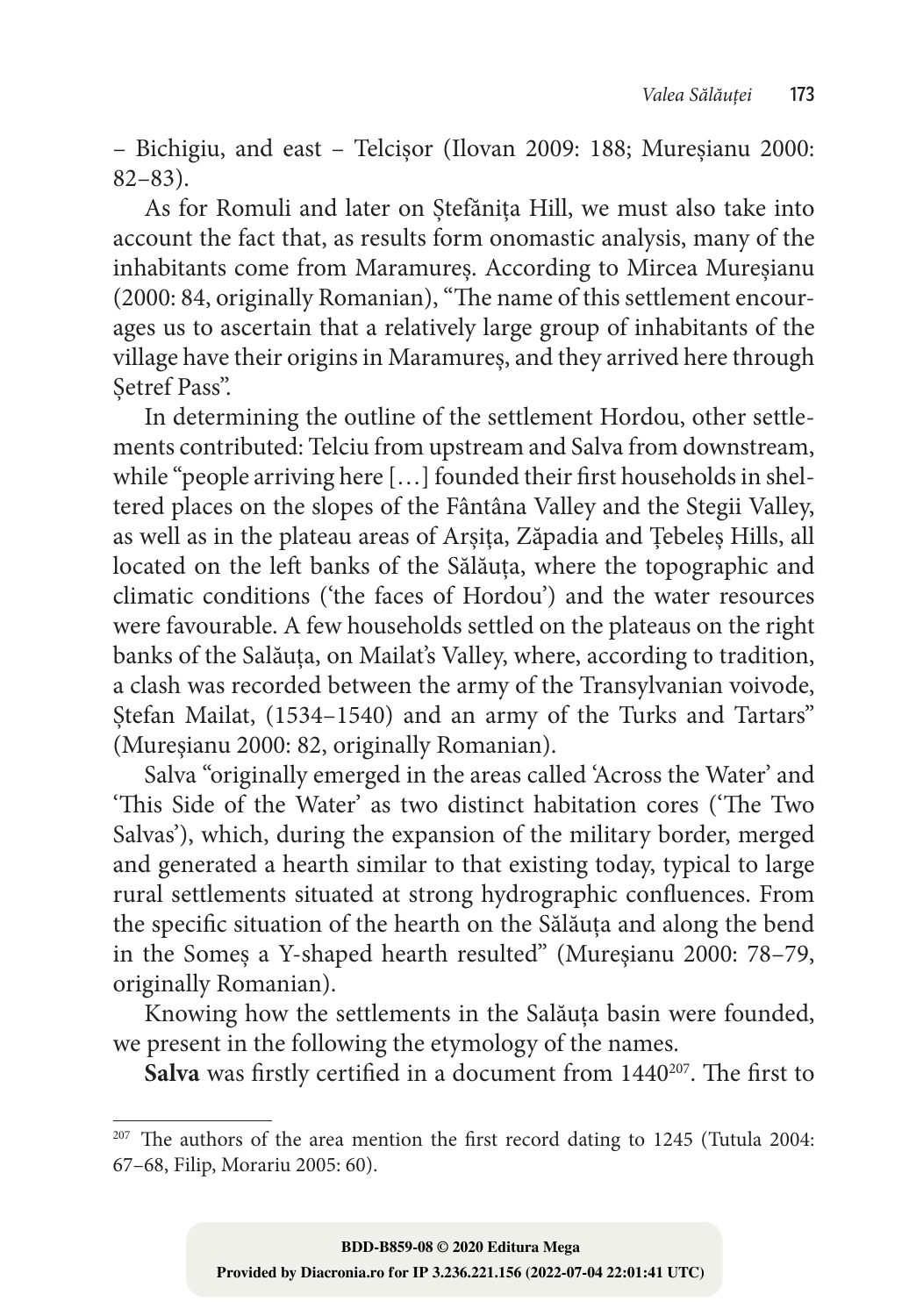– Bichigiu, and east – Telcișor (Ilovan 2009: 188; Mureșianu 2000: 82–83).

As for Romuli and later on Ștefănița Hill, we must also take into account the fact that, as results form onomastic analysis, many of the inhabitants come from Maramureș. According to Mircea Mureșianu (2000: 84, originally Romanian), "The name of this settlement encourages us to ascertain that a relatively large group of inhabitants of the village have their origins in Maramureș, and they arrived here through Șetref Pass".

In determining the outline of the settlement Hordou, other settlements contributed: Telciu from upstream and Salva from downstream, while "people arriving here [...] founded their first households in sheltered places on the slopes of the Fântâna Valley and the Stegii Valley, as well as in the plateau areas of Arșița, Zăpadia and Țebeleș Hills, all located on the left banks of the Sălăuța, where the topographic and climatic conditions ('the faces of Hordou') and the water resources were favourable. A few households settled on the plateaus on the right banks of the Salăuța, on Mailat's Valley, where, according to tradition, a clash was recorded between the army of the Transylvanian voivode, Ștefan Mailat, (1534–1540) and an army of the Turks and Tartars" (Mureșianu 2000: 82, originally Romanian).

Salva "originally emerged in the areas called 'Across the Water' and 'This Side of the Water' as two distinct habitation cores ('The Two Salvas'), which, during the expansion of the military border, merged and generated a hearth similar to that existing today, typical to large rural settlements situated at strong hydrographic confluences. From the specific situation of the hearth on the Sălăuța and along the bend in the Someș a Y-shaped hearth resulted" (Mureșianu 2000: 78–79, originally Romanian).

Knowing how the settlements in the Salăuța basin were founded, we present in the following the etymology of the names.

**Salva** was firstly certified in a document from 1440[207]. The first to

[207] The authors of the area mention the first record dating to 1245 (Tutula 2004: 67–68, Filip, Morariu 2005: 60).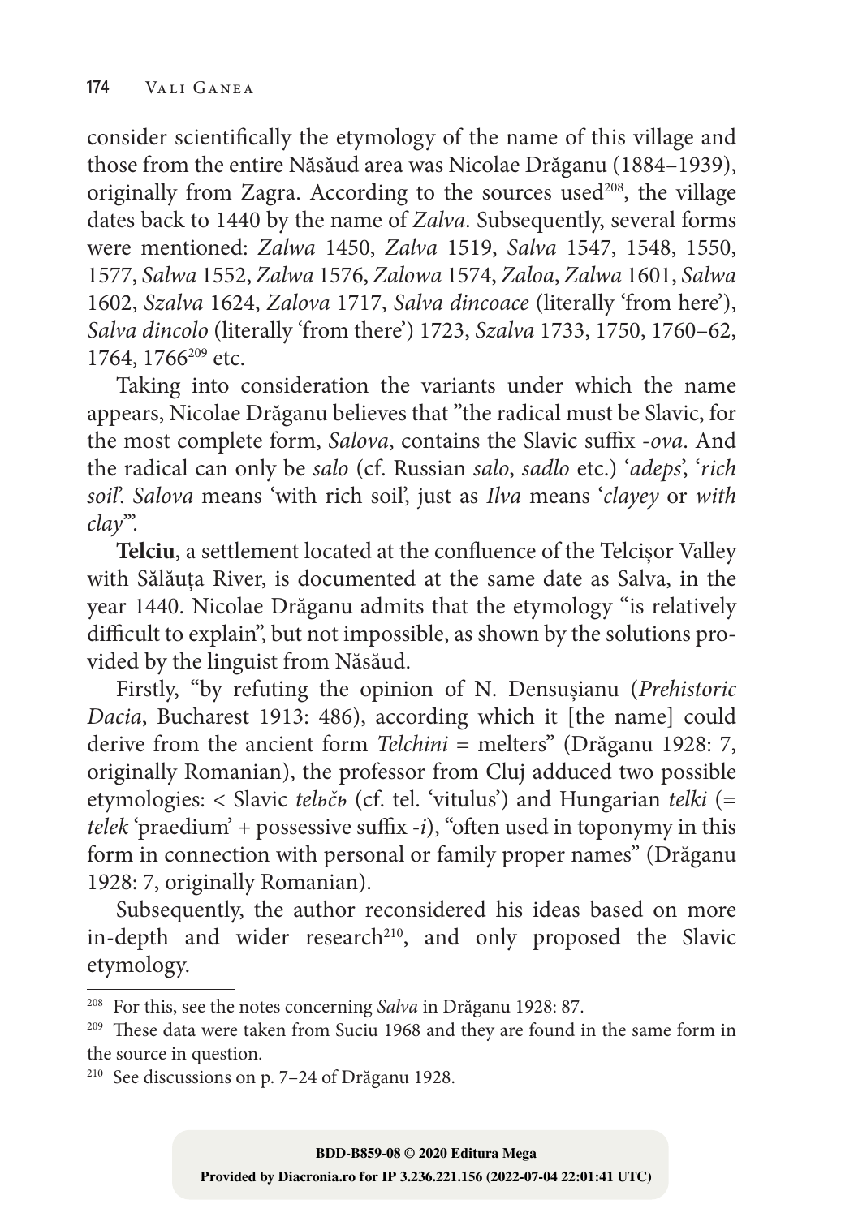consider scientifically the etymology of the name of this village and those from the entire Năsăud area was Nicolae Drăganu (1884–1939), originally from Zagra. According to the sources used[208], the village dates back to 1440 by the name of *Zalva*. Subsequently, several forms were mentioned: *Zalwa* 1450, *Zalva* 1519, *Salva* 1547, 1548, 1550, 1577, *Salwa* 1552, *Zalwa* 1576, *Zalowa* 1574, *Zaloa*, *Zalwa* 1601, *Salwa* 1602, *Szalva* 1624, *Zalova* 1717, *Salva dincoace* (literally 'from here'), *Salva dincolo* (literally 'from there') 1723, *Szalva* 1733, 1750, 1760–62, 1764, 1766[209] etc.

Taking into consideration the variants under which the name appears, Nicolae Drăganu believes that "the radical must be Slavic, for the most complete form, *Salova*, contains the Slavic suffix *-ova*. And the radical can only be *salo* (cf. Russian *salo*, *sadlo* etc.) '*adeps*', '*rich soil*'. *Salova* means 'with rich soil', just as *Ilva* means '*clayey* or *with clay*'".

**Telciu**, a settlement located at the confluence of the Telcișor Valley with Sălăuța River, is documented at the same date as Salva, in the year 1440. Nicolae Drăganu admits that the etymology "is relatively difficult to explain", but not impossible, as shown by the solutions provided by the linguist from Năsăud.

Firstly, "by refuting the opinion of N. Densușianu (*Prehistoric Dacia*, Bucharest 1913: 486), according which it [the name] could derive from the ancient form *Telchini* = melters" (Drăganu 1928: 7, originally Romanian), the professor from Cluj adduced two possible etymologies: < Slavic *telьčь* (cf. tel. 'vitulus') and Hungarian *telki* (= *telek* 'praedium' + possessive suffix *-i*), "often used in toponymy in this form in connection with personal or family proper names" (Drăganu 1928: 7, originally Romanian).

Subsequently, the author reconsidered his ideas based on more in-depth and wider research[210], and only proposed the Slavic etymology.

---

[208] For this, see the notes concerning *Salva* in Drăganu 1928: 87.

[209] These data were taken from Suciu 1968 and they are found in the same form in the source in question.

[210] See discussions on p. 7–24 of Drăganu 1928.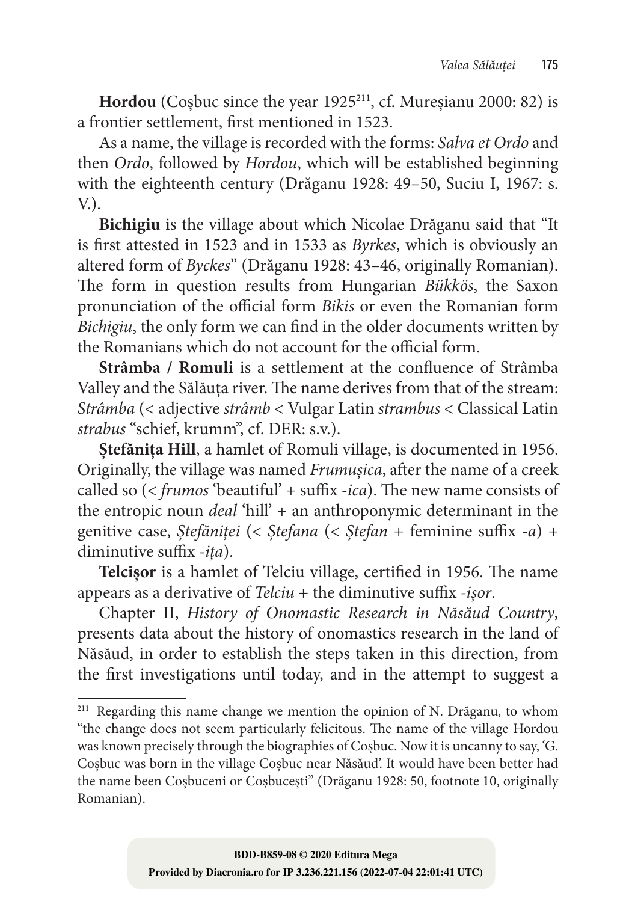**Hordou** (Coșbuc since the year 1925[211], cf. Mureșianu 2000: 82) is a frontier settlement, first mentioned in 1523.

As a name, the village is recorded with the forms: *Salva et Ordo* and then *Ordo*, followed by *Hordou*, which will be established beginning with the eighteenth century (Drăganu 1928: 49–50, Suciu I, 1967: s. V.).

**Bichigiu** is the village about which Nicolae Drăganu said that "It is first attested in 1523 and in 1533 as *Byrkes*, which is obviously an altered form of *Byckes*" (Drăganu 1928: 43–46, originally Romanian). The form in question results from Hungarian *Bükkös*, the Saxon pronunciation of the official form *Bikis* or even the Romanian form *Bichigiu*, the only form we can find in the older documents written by the Romanians which do not account for the official form.

**Strâmba / Romuli** is a settlement at the confluence of Strâmba Valley and the Sălăuța river. The name derives from that of the stream: *Strâmba* (< adjective *strâmb* < Vulgar Latin *strambus* < Classical Latin *strabus* "schief, krumm", cf. DER: s.v.).

**Ștefănița Hill**, a hamlet of Romuli village, is documented in 1956. Originally, the village was named *Frumușica*, after the name of a creek called so (< *frumos* 'beautiful' + suffix *-ica*). The new name consists of the entropic noun *deal* 'hill' + an anthroponymic determinant in the genitive case, *Ștefăniței* (< *Ștefana* (< *Ștefan* + feminine suffix *-a*) + diminutive suffix *-ița*).

**Telcișor** is a hamlet of Telciu village, certified in 1956. The name appears as a derivative of *Telciu* + the diminutive suffix *-ișor*.

Chapter II, *History of Onomastic Research in Năsăud Country*, presents data about the history of onomastics research in the land of Năsăud, in order to establish the steps taken in this direction, from the first investigations until today, and in the attempt to suggest a

---

[211] Regarding this name change we mention the opinion of N. Drăganu, to whom "the change does not seem particularly felicitous. The name of the village Hordou was known precisely through the biographies of Coșbuc. Now it is uncanny to say, 'G. Coșbuc was born in the village Coșbuc near Năsăud'. It would have been better had the name been Coșbuceni or Coșbucești" (Drăganu 1928: 50, footnote 10, originally Romanian).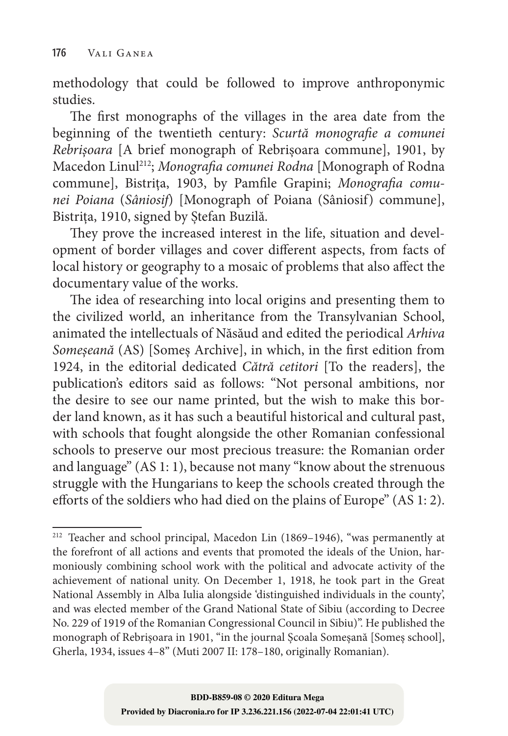methodology that could be followed to improve anthroponymic studies.

The first monographs of the villages in the area date from the beginning of the twentieth century: *Scurtă monografie a comunei Rebrișoara* [A brief monograph of Rebrișoara commune], 1901, by Macedon Linul[212]; *Monografia comunei Rodna* [Monograph of Rodna commune], Bistrița, 1903, by Pamfile Grapini; *Monografia comunei Poiana* (*Sâniosif*) [Monograph of Poiana (Sâniosif) commune], Bistrița, 1910, signed by Ștefan Buzilă.

They prove the increased interest in the life, situation and development of border villages and cover different aspects, from facts of local history or geography to a mosaic of problems that also affect the documentary value of the works.

The idea of researching into local origins and presenting them to the civilized world, an inheritance from the Transylvanian School, animated the intellectuals of Năsăud and edited the periodical *Arhiva Someșeană* (AS) [Someș Archive], in which, in the first edition from 1924, in the editorial dedicated *Către cetitori* [To the readers], the publication's editors said as follows: "Not personal ambitions, nor the desire to see our name printed, but the wish to make this border land known, as it has such a beautiful historical and cultural past, with schools that fought alongside the other Romanian confessional schools to preserve our most precious treasure: the Romanian order and language" (AS 1: 1), because not many "know about the strenuous struggle with the Hungarians to keep the schools created through the efforts of the soldiers who had died on the plains of Europe" (AS 1: 2).

---

[212] Teacher and school principal, Macedon Lin (1869–1946), "was permanently at the forefront of all actions and events that promoted the ideals of the Union, harmoniously combining school work with the political and advocate activity of the achievement of national unity. On December 1, 1918, he took part in the Great National Assembly in Alba Iulia alongside 'distinguished individuals in the county', and was elected member of the Grand National State of Sibiu (according to Decree No. 229 of 1919 of the Romanian Congressional Council in Sibiu)". He published the monograph of Rebrișoara in 1901, "in the journal Școala Someșană [Someș school], Gherla, 1934, issues 4–8" (Muti 2007 II: 178–180, originally Romanian).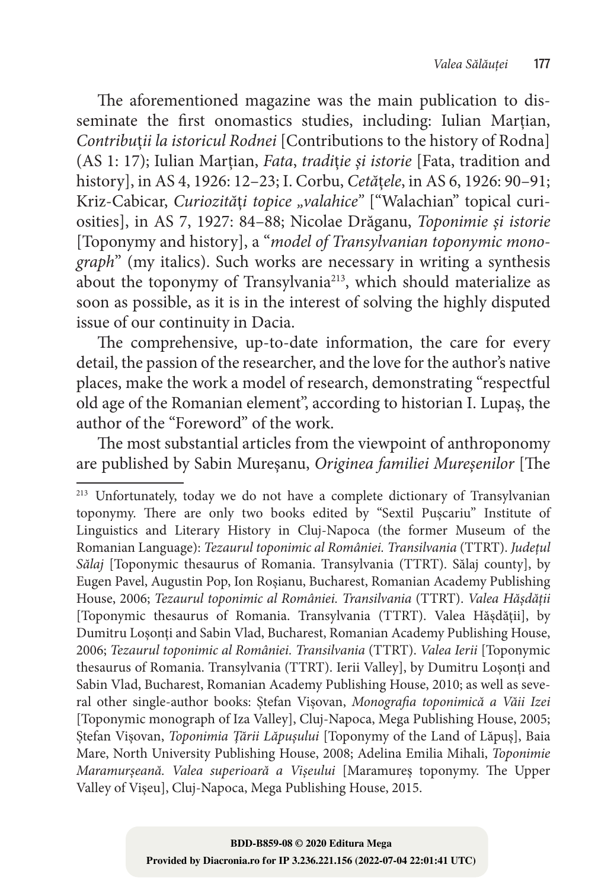The aforementioned magazine was the main publication to disseminate the first onomastics studies, including: Iulian Marțian, *Contribuții la istoricul Rodnei* [Contributions to the history of Rodna] (AS 1: 17); Iulian Marțian, *Fata*, *tradiție și istorie* [Fata, tradition and history], in AS 4, 1926: 12–23; I. Corbu, *Cetățele*, in AS 6, 1926: 90–91; Kriz-Cabicar, *Curiozități topice „valahice"* ["Walachian" topical curiosities], in AS 7, 1927: 84–88; Nicolae Drăganu, *Toponimie și istorie* [Toponymy and history], a "*model of Transylvanian toponymic monograph*" (my italics). Such works are necessary in writing a synthesis about the toponymy of Transylvania[213], which should materialize as soon as possible, as it is in the interest of solving the highly disputed issue of our continuity in Dacia.

The comprehensive, up-to-date information, the care for every detail, the passion of the researcher, and the love for the author's native places, make the work a model of research, demonstrating "respectful old age of the Romanian element", according to historian I. Lupaș, the author of the "Foreword" of the work.

The most substantial articles from the viewpoint of anthroponomy are published by Sabin Mureșanu, *Originea familiei Mureșenilor* [The

---

[213] Unfortunately, today we do not have a complete dictionary of Transylvanian toponymy. There are only two books edited by "Sextil Pușcariu" Institute of Linguistics and Literary History in Cluj-Napoca (the former Museum of the Romanian Language): *Tezaurul toponimic al României. Transilvania* (TTRT). *Județul Sălaj* [Toponymic thesaurus of Romania. Transylvania (TTRT). Sălaj county], by Eugen Pavel, Augustin Pop, Ion Roșianu, Bucharest, Romanian Academy Publishing House, 2006; *Tezaurul toponimic al României. Transilvania* (TTRT). *Valea Hășdății* [Toponymic thesaurus of Romania. Transylvania (TTRT). Valea Hășdății], by Dumitru Loșonți and Sabin Vlad, Bucharest, Romanian Academy Publishing House, 2006; *Tezaurul toponimic al României. Transilvania* (TTRT). *Valea Ierii* [Toponymic thesaurus of Romania. Transylvania (TTRT). Ierii Valley], by Dumitru Loșonți and Sabin Vlad, Bucharest, Romanian Academy Publishing House, 2010; as well as several other single-author books: Ștefan Vișovan, *Monografia toponimică a Văii Izei* [Toponymic monograph of Iza Valley], Cluj-Napoca, Mega Publishing House, 2005; Ștefan Vișovan, *Toponimia Țării Lăpușului* [Toponymy of the Land of Lăpuș], Baia Mare, North University Publishing House, 2008; Adelina Emilia Mihali, *Toponimie Maramurșeană. Valea superioară a Vișeului* [Maramureș toponymy. The Upper Valley of Vișeu], Cluj-Napoca, Mega Publishing House, 2015.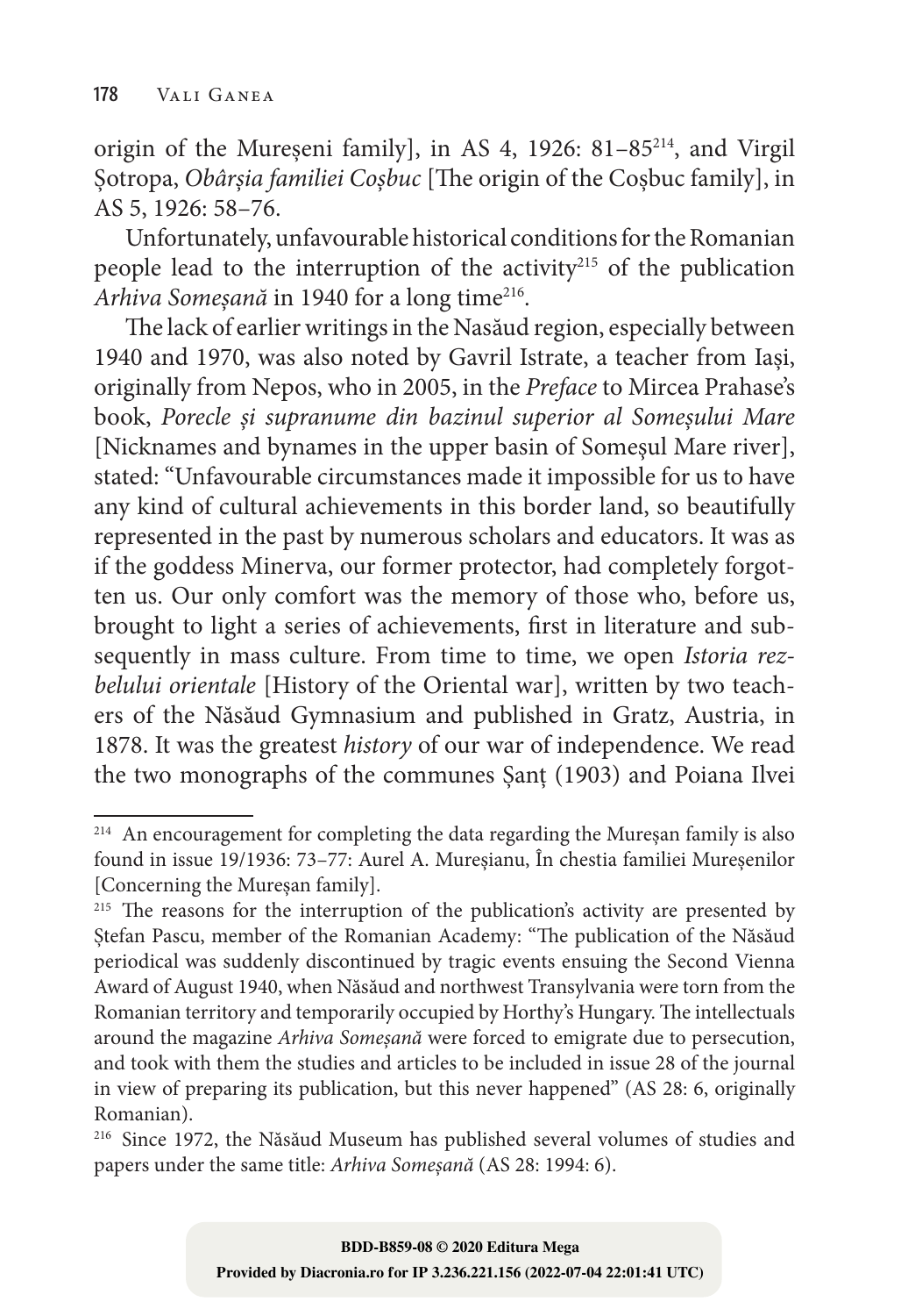origin of the Mureșeni family], in AS 4, 1926: 81–85[214], and Virgil Șotropa, *Obârșia familiei Coșbuc* [The origin of the Coșbuc family], in AS 5, 1926: 58–76.

Unfortunately, unfavourable historical conditions for the Romanian people lead to the interruption of the activity[215] of the publication *Arhiva Someșană* in 1940 for a long time[216].

The lack of earlier writings in the Nasăud region, especially between 1940 and 1970, was also noted by Gavril Istrate, a teacher from Iași, originally from Nepos, who in 2005, in the *Preface* to Mircea Prahase's book, *Porecle și supranume din bazinul superior al Someșului Mare* [Nicknames and bynames in the upper basin of Someșul Mare river], stated: "Unfavourable circumstances made it impossible for us to have any kind of cultural achievements in this border land, so beautifully represented in the past by numerous scholars and educators. It was as if the goddess Minerva, our former protector, had completely forgotten us. Our only comfort was the memory of those who, before us, brought to light a series of achievements, first in literature and subsequently in mass culture. From time to time, we open *Istoria rezbelului orientale* [History of the Oriental war], written by two teachers of the Năsăud Gymnasium and published in Gratz, Austria, in 1878. It was the greatest *history* of our war of independence. We read the two monographs of the communes Șanț (1903) and Poiana Ilvei

---

[214] An encouragement for completing the data regarding the Mureșan family is also found in issue 19/1936: 73–77: Aurel A. Mureșianu, În chestia familiei Mureșenilor [Concerning the Mureșan family].

[215] The reasons for the interruption of the publication's activity are presented by Ștefan Pascu, member of the Romanian Academy: "The publication of the Năsăud periodical was suddenly discontinued by tragic events ensuing the Second Vienna Award of August 1940, when Năsăud and northwest Transylvania were torn from the Romanian territory and temporarily occupied by Horthy's Hungary. The intellectuals around the magazine *Arhiva Someșană* were forced to emigrate due to persecution, and took with them the studies and articles to be included in issue 28 of the journal in view of preparing its publication, but this never happened" (AS 28: 6, originally Romanian).

[216] Since 1972, the Năsăud Museum has published several volumes of studies and papers under the same title: *Arhiva Someșană* (AS 28: 1994: 6).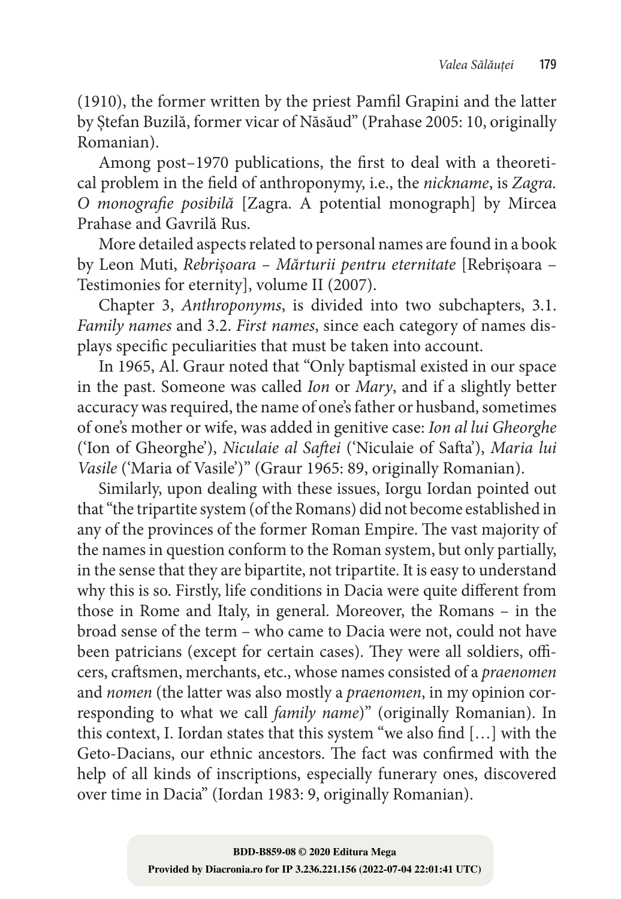(1910), the former written by the priest Pamfil Grapini and the latter by Ștefan Buzilă, former vicar of Năsăud" (Prahase 2005: 10, originally Romanian).

Among post–1970 publications, the first to deal with a theoretical problem in the field of anthroponymy, i.e., the *nickname*, is *Zagra. O monografie posibilă* [Zagra. A potential monograph] by Mircea Prahase and Gavrilă Rus.

More detailed aspects related to personal names are found in a book by Leon Muti, *Rebrișoara – Mărturii pentru eternitate* [Rebrișoara – Testimonies for eternity], volume II (2007).

Chapter 3, *Anthroponyms*, is divided into two subchapters, 3.1. *Family names* and 3.2. *First names*, since each category of names displays specific peculiarities that must be taken into account.

In 1965, Al. Graur noted that "Only baptismal existed in our space in the past. Someone was called *Ion* or *Mary*, and if a slightly better accuracy was required, the name of one's father or husband, sometimes of one's mother or wife, was added in genitive case: *Ion al lui Gheorghe* ('Ion of Gheorghe'), *Niculaie al Saftei* ('Niculaie of Safta'), *Maria lui Vasile* ('Maria of Vasile')" (Graur 1965: 89, originally Romanian).

Similarly, upon dealing with these issues, Iorgu Iordan pointed out that "the tripartite system (of the Romans) did not become established in any of the provinces of the former Roman Empire. The vast majority of the names in question conform to the Roman system, but only partially, in the sense that they are bipartite, not tripartite. It is easy to understand why this is so. Firstly, life conditions in Dacia were quite different from those in Rome and Italy, in general. Moreover, the Romans – in the broad sense of the term – who came to Dacia were not, could not have been patricians (except for certain cases). They were all soldiers, officers, craftsmen, merchants, etc., whose names consisted of a *praenomen* and *nomen* (the latter was also mostly a *praenomen*, in my opinion corresponding to what we call *family name*)" (originally Romanian). In this context, I. Iordan states that this system "we also find […] with the Geto-Dacians, our ethnic ancestors. The fact was confirmed with the help of all kinds of inscriptions, especially funerary ones, discovered over time in Dacia" (Iordan 1983: 9, originally Romanian).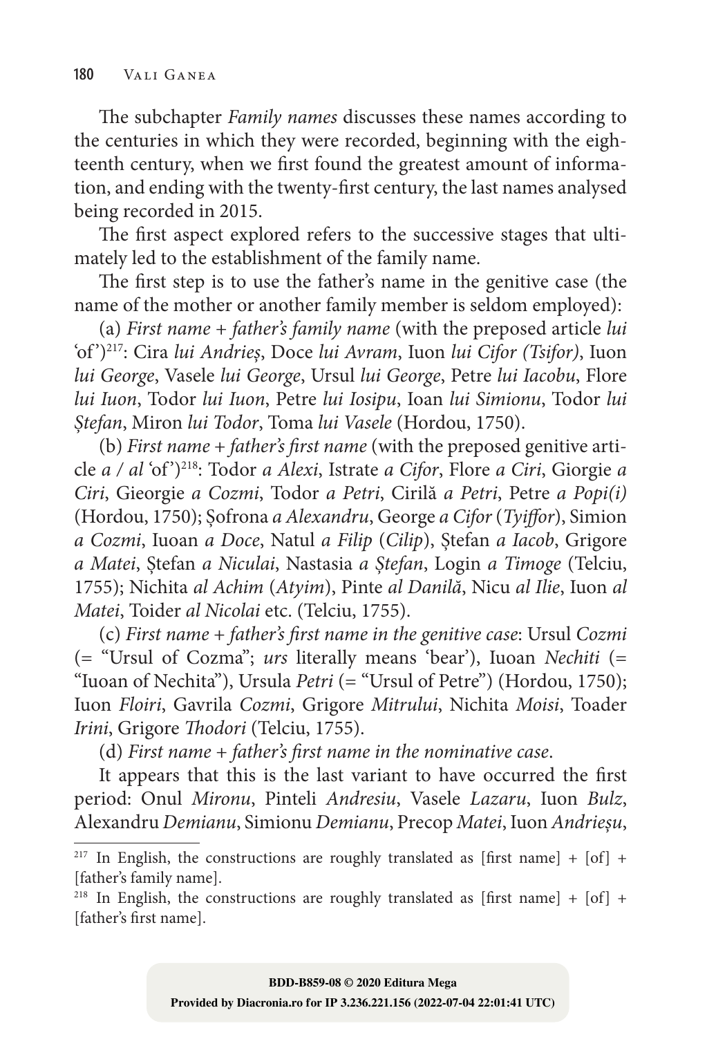The subchapter *Family names* discusses these names according to the centuries in which they were recorded, beginning with the eighteenth century, when we first found the greatest amount of information, and ending with the twenty-first century, the last names analysed being recorded in 2015.

The first aspect explored refers to the successive stages that ultimately led to the establishment of the family name.

The first step is to use the father's name in the genitive case (the name of the mother or another family member is seldom employed):

(a) *First name + father's family name* (with the preposed article *lui* 'of')[217]: Cira *lui Andrieș*, Doce *lui Avram*, Iuon *lui Cifor (Tsifor)*, Iuon *lui George*, Vasele *lui George*, Ursul *lui George*, Petre *lui Iacobu*, Flore *lui Iuon*, Todor *lui Iuon*, Petre *lui Iosipu*, Ioan *lui Simionu*, Todor *lui Ștefan*, Miron *lui Todor*, Toma *lui Vasele* (Hordou, 1750).

(b) *First name + father's first name* (with the preposed genitive article *a / al* 'of')[218]: Todor *a Alexi*, Istrate *a Cifor*, Flore *a Ciri*, Giorgie *a Ciri*, Gieorgie *a Cozmi*, Todor *a Petri*, Cirilă *a Petri*, Petre *a Popi(i)* (Hordou, 1750); Șofrona *a Alexandru*, George *a Cifor* (*Tyiffor*), Simion *a Cozmi*, Iuoan *a Doce*, Natul *a Filip* (*Cilip*), Ștefan *a Iacob*, Grigore *a Matei*, Ștefan *a Niculai*, Nastasia *a Ștefan*, Login *a Timoge* (Telciu, 1755); Nichita *al Achim* (*Atyim*), Pinte *al Danilă*, Nicu *al Ilie*, Iuon *al Matei*, Toider *al Nicolai* etc. (Telciu, 1755).

(c) *First name + father's first name in the genitive case*: Ursul *Cozmi* (= "Ursul of Cozma"; *urs* literally means 'bear'), Iuoan *Nechiti* (= "Iuoan of Nechita"), Ursula *Petri* (= "Ursul of Petre") (Hordou, 1750); Iuon *Floiri*, Gavrila *Cozmi*, Grigore *Mitrului*, Nichita *Moisi*, Toader *Irini*, Grigore *Thodori* (Telciu, 1755).

(d) *First name + father's first name in the nominative case*.

It appears that this is the last variant to have occurred the first period: Onul *Mironu*, Pinteli *Andresiu*, Vasele *Lazaru*, Iuon *Bulz*, Alexandru *Demianu*, Simionu *Demianu*, Precop *Matei*, Iuon *Andrieșu*,

[217] In English, the constructions are roughly translated as [first name] + [of] + [father's family name].

[218] In English, the constructions are roughly translated as [first name] + [of] + [father's first name].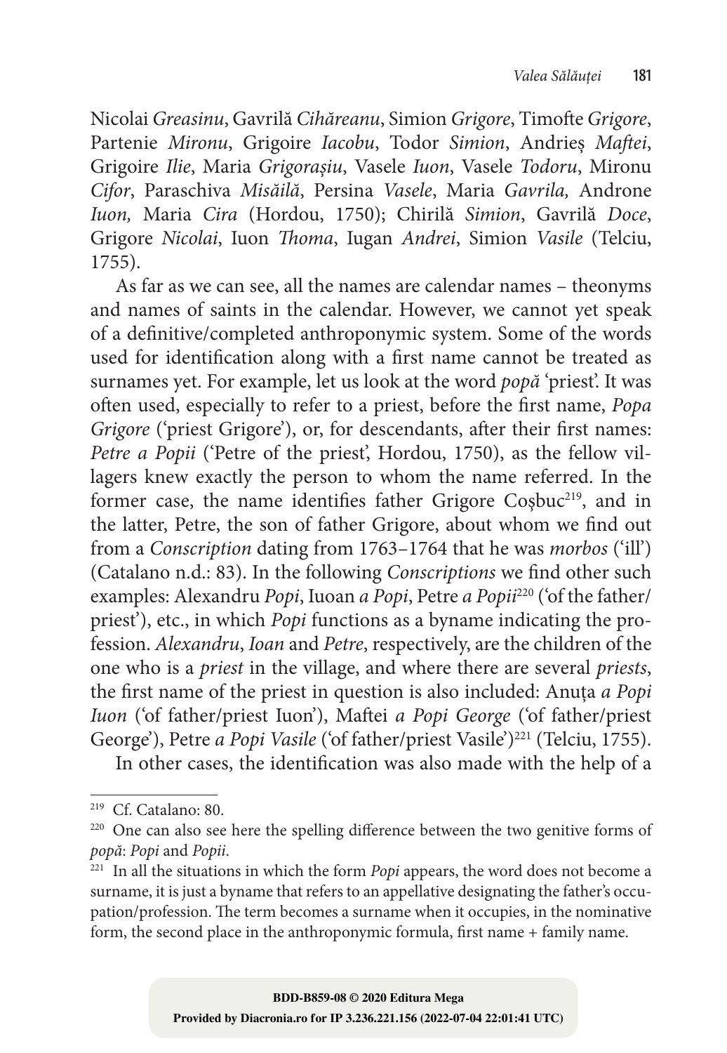Nicolai *Greasinu*, Gavrilă *Cihăreanu*, Simion *Grigore*, Timofte *Grigore*, Partenie *Mironu*, Grigoire *Iacobu*, Todor *Simion*, Andrieș *Maftei*, Grigoire *Ilie*, Maria *Grigorașiu*, Vasele *Iuon*, Vasele *Todoru*, Mironu *Cifor*, Paraschiva *Misăilă*, Persina *Vasele*, Maria *Gavrila,* Androne *Iuon,* Maria *Cira* (Hordou, 1750); Chirilă *Simion*, Gavrilă *Doce*, Grigore *Nicolai*, Iuon *Thoma*, Iugan *Andrei*, Simion *Vasile* (Telciu, 1755).

As far as we can see, all the names are calendar names – theonyms and names of saints in the calendar. However, we cannot yet speak of a definitive/completed anthroponymic system. Some of the words used for identification along with a first name cannot be treated as surnames yet. For example, let us look at the word *popă* 'priest'. It was often used, especially to refer to a priest, before the first name, *Popa Grigore* ('priest Grigore'), or, for descendants, after their first names: *Petre a Popii* ('Petre of the priest', Hordou, 1750), as the fellow villagers knew exactly the person to whom the name referred. In the former case, the name identifies father Grigore Coşbuc[219], and in the latter, Petre, the son of father Grigore, about whom we find out from a *Conscription* dating from 1763–1764 that he was *morbos* ('ill') (Catalano n.d.: 83). In the following *Conscriptions* we find other such examples: Alexandru *Popi*, Iuoan *a Popi*, Petre *a Popii*[220] ('of the father/priest'), etc., in which *Popi* functions as a byname indicating the profession. *Alexandru*, *Ioan* and *Petre*, respectively, are the children of the one who is a *priest* in the village, and where there are several *priests*, the first name of the priest in question is also included: Anuța *a Popi Iuon* ('of father/priest Iuon'), Maftei *a Popi George* ('of father/priest George'), Petre *a Popi Vasile* ('of father/priest Vasile')[221] (Telciu, 1755).

In other cases, the identification was also made with the help of a

---

[219] Cf. Catalano: 80.

[220] One can also see here the spelling difference between the two genitive forms of *popă*: *Popi* and *Popii*.

[221] In all the situations in which the form *Popi* appears, the word does not become a surname, it is just a byname that refers to an appellative designating the father's occupation/profession. The term becomes a surname when it occupies, in the nominative form, the second place in the anthroponymic formula, first name + family name.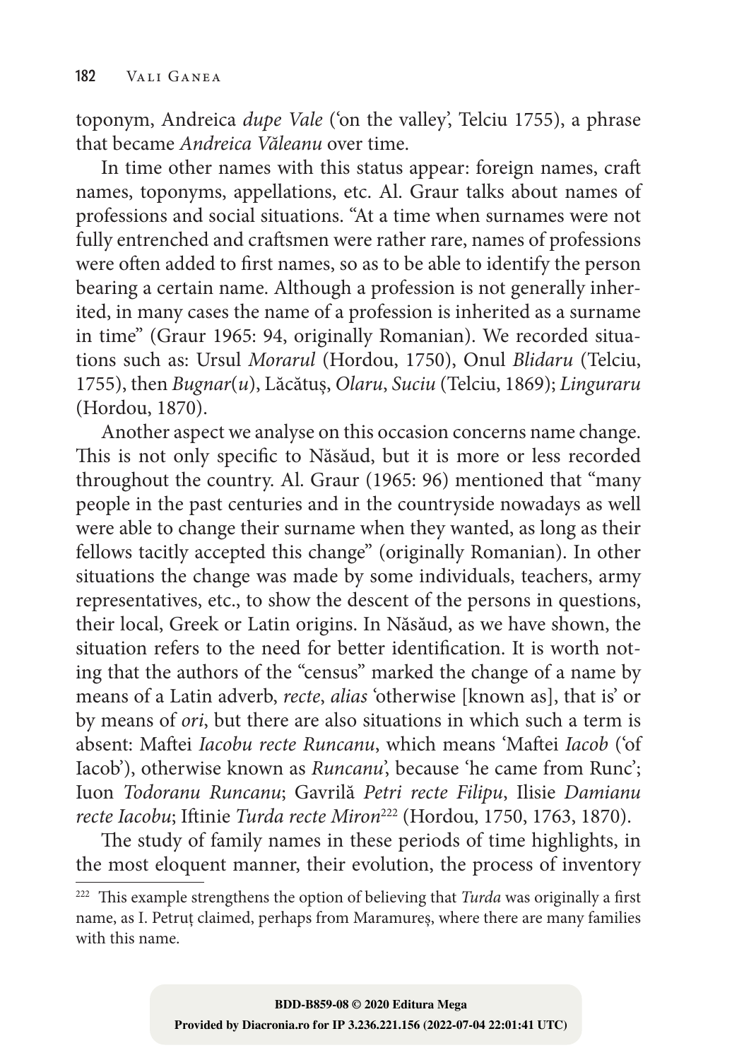toponym, Andreica *dupe Vale* ('on the valley', Telciu 1755), a phrase that became *Andreica Văleanu* over time.

In time other names with this status appear: foreign names, craft names, toponyms, appellations, etc. Al. Graur talks about names of professions and social situations. "At a time when surnames were not fully entrenched and craftsmen were rather rare, names of professions were often added to first names, so as to be able to identify the person bearing a certain name. Although a profession is not generally inherited, in many cases the name of a profession is inherited as a surname in time" (Graur 1965: 94, originally Romanian). We recorded situations such as: Ursul *Morarul* (Hordou, 1750), Onul *Blidaru* (Telciu, 1755), then *Bugnar*(*u*), Lăcătuș, *Olaru*, *Suciu* (Telciu, 1869); *Linguraru* (Hordou, 1870).

Another aspect we analyse on this occasion concerns name change. This is not only specific to Năsăud, but it is more or less recorded throughout the country. Al. Graur (1965: 96) mentioned that "many people in the past centuries and in the countryside nowadays as well were able to change their surname when they wanted, as long as their fellows tacitly accepted this change" (originally Romanian). In other situations the change was made by some individuals, teachers, army representatives, etc., to show the descent of the persons in questions, their local, Greek or Latin origins. In Năsăud, as we have shown, the situation refers to the need for better identification. It is worth noting that the authors of the "census" marked the change of a name by means of a Latin adverb, *recte*, *alias* 'otherwise [known as], that is' or by means of *ori*, but there are also situations in which such a term is absent: Maftei *Iacobu recte Runcanu*, which means 'Maftei *Iacob* ('of Iacob'), otherwise known as *Runcanu*', because 'he came from Runc'; Iuon *Todoranu Runcanu*; Gavrilă *Petri recte Filipu*, Ilisie *Damianu recte Iacobu*; Iftinie *Turda recte Miron*[222] (Hordou, 1750, 1763, 1870).

The study of family names in these periods of time highlights, in the most eloquent manner, their evolution, the process of inventory

---

[222] This example strengthens the option of believing that *Turda* was originally a first name, as I. Petruț claimed, perhaps from Maramureș, where there are many families with this name.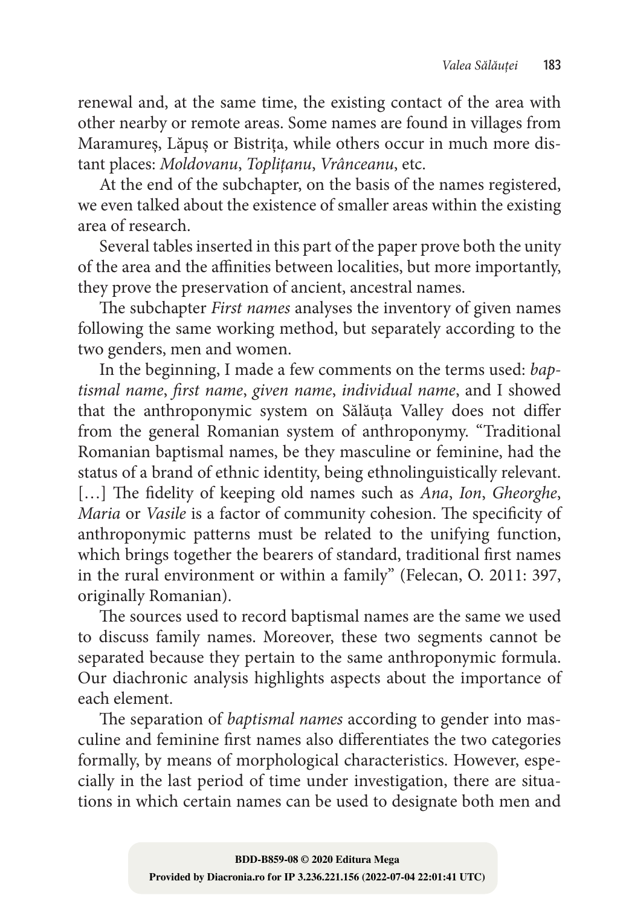renewal and, at the same time, the existing contact of the area with other nearby or remote areas. Some names are found in villages from Maramureș, Lăpuș or Bistrița, while others occur in much more distant places: *Moldovanu*, *Toplițanu*, *Vrânceanu*, etc.

At the end of the subchapter, on the basis of the names registered, we even talked about the existence of smaller areas within the existing area of research.

Several tables inserted in this part of the paper prove both the unity of the area and the affinities between localities, but more importantly, they prove the preservation of ancient, ancestral names.

The subchapter *First names* analyses the inventory of given names following the same working method, but separately according to the two genders, men and women.

In the beginning, I made a few comments on the terms used: *baptismal name*, *first name*, *given name*, *individual name*, and I showed that the anthroponymic system on Sălăuța Valley does not differ from the general Romanian system of anthroponymy. "Traditional Romanian baptismal names, be they masculine or feminine, had the status of a brand of ethnic identity, being ethnolinguistically relevant. […] The fidelity of keeping old names such as *Ana*, *Ion*, *Gheorghe*, *Maria* or *Vasile* is a factor of community cohesion. The specificity of anthroponymic patterns must be related to the unifying function, which brings together the bearers of standard, traditional first names in the rural environment or within a family" (Felecan, O. 2011: 397, originally Romanian).

The sources used to record baptismal names are the same we used to discuss family names. Moreover, these two segments cannot be separated because they pertain to the same anthroponymic formula. Our diachronic analysis highlights aspects about the importance of each element.

The separation of *baptismal names* according to gender into masculine and feminine first names also differentiates the two categories formally, by means of morphological characteristics. However, especially in the last period of time under investigation, there are situations in which certain names can be used to designate both men and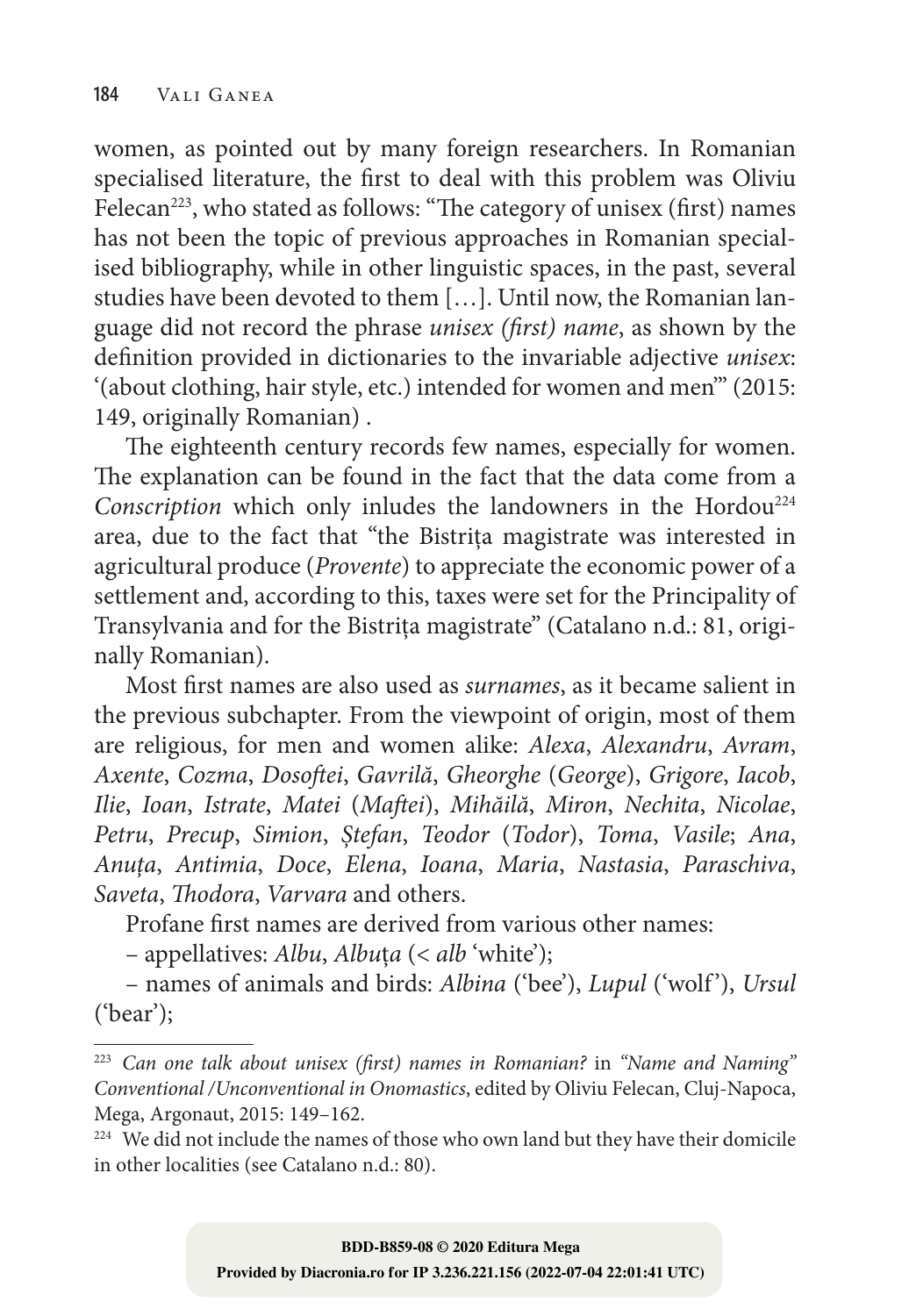women, as pointed out by many foreign researchers. In Romanian specialised literature, the first to deal with this problem was Oliviu Felecan[223], who stated as follows: "The category of unisex (first) names has not been the topic of previous approaches in Romanian specialised bibliography, while in other linguistic spaces, in the past, several studies have been devoted to them […]. Until now, the Romanian language did not record the phrase *unisex (first) name*, as shown by the definition provided in dictionaries to the invariable adjective *unisex*: '(about clothing, hair style, etc.) intended for women and men'" (2015: 149, originally Romanian) .

The eighteenth century records few names, especially for women. The explanation can be found in the fact that the data come from a *Conscription* which only inludes the landowners in the Hordou[224] area, due to the fact that "the Bistrița magistrate was interested in agricultural produce (*Provente*) to appreciate the economic power of a settlement and, according to this, taxes were set for the Principality of Transylvania and for the Bistrița magistrate" (Catalano n.d.: 81, originally Romanian).

Most first names are also used as *surnames*, as it became salient in the previous subchapter. From the viewpoint of origin, most of them are religious, for men and women alike: *Alexa*, *Alexandru*, *Avram*, *Axente*, *Cozma*, *Dosoftei*, *Gavrilă*, *Gheorghe* (*George*), *Grigore*, *Iacob*, *Ilie*, *Ioan*, *Istrate*, *Matei* (*Maftei*), *Mihăilă*, *Miron*, *Nechita*, *Nicolae*, *Petru*, *Precup*, *Simion*, *Ștefan*, *Teodor* (*Todor*), *Toma*, *Vasile*; *Ana*, *Anuța*, *Antimia*, *Doce*, *Elena*, *Ioana*, *Maria*, *Nastasia*, *Paraschiva*, *Saveta*, *Thodora*, *Varvara* and others.

Profane first names are derived from various other names:

– appellatives: *Albu*, *Albuța* (< *alb* 'white');

– names of animals and birds: *Albina* ('bee'), *Lupul* ('wolf'), *Ursul* ('bear');

---

[223] *Can one talk about unisex (first) names in Romanian?* in *"Name and Naming" Conventional/Unconventional in Onomastics*, edited by Oliviu Felecan, Cluj-Napoca, Mega, Argonaut, 2015: 149–162.

[224] We did not include the names of those who own land but they have their domicile in other localities (see Catalano n.d.: 80).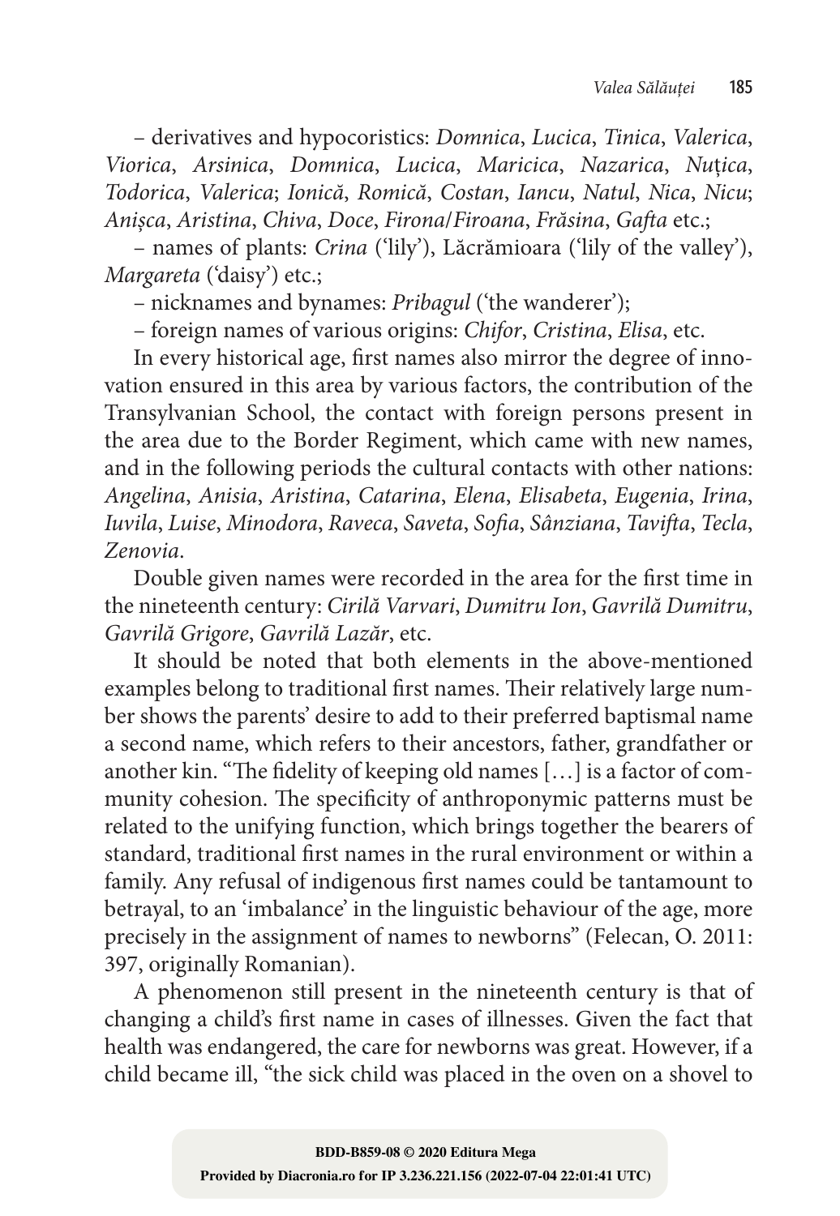– derivatives and hypocoristics: *Domnica*, *Lucica*, *Tinica*, *Valerica*, *Viorica*, *Arsinica*, *Domnica*, *Lucica*, *Maricica*, *Nazarica*, *Nuțica*, *Todorica*, *Valerica*; *Ionică*, *Romică*, *Costan*, *Iancu*, *Natul*, *Nica*, *Nicu*; *Anișca*, *Aristina*, *Chiva*, *Doce*, *Firona*/*Firoana*, *Frăsina*, *Gafta* etc.;

– names of plants: *Crina* ('lily'), Lăcrămioara ('lily of the valley'), *Margareta* ('daisy') etc.;

– nicknames and bynames: *Pribagul* ('the wanderer');

– foreign names of various origins: *Chifor*, *Cristina*, *Elisa*, etc.

In every historical age, first names also mirror the degree of innovation ensured in this area by various factors, the contribution of the Transylvanian School, the contact with foreign persons present in the area due to the Border Regiment, which came with new names, and in the following periods the cultural contacts with other nations: *Angelina*, *Anisia*, *Aristina*, *Catarina*, *Elena*, *Elisabeta*, *Eugenia*, *Irina*, *Iuvila*, *Luise*, *Minodora*, *Raveca*, *Saveta*, *Sofia*, *Sânziana*, *Tavifta*, *Tecla*, *Zenovia*.

Double given names were recorded in the area for the first time in the nineteenth century: *Cirilă Varvari*, *Dumitru Ion*, *Gavrilă Dumitru*, *Gavrilă Grigore*, *Gavrilă Lazăr*, etc.

It should be noted that both elements in the above-mentioned examples belong to traditional first names. Their relatively large number shows the parents' desire to add to their preferred baptismal name a second name, which refers to their ancestors, father, grandfather or another kin. "The fidelity of keeping old names […] is a factor of community cohesion. The specificity of anthroponymic patterns must be related to the unifying function, which brings together the bearers of standard, traditional first names in the rural environment or within a family. Any refusal of indigenous first names could be tantamount to betrayal, to an 'imbalance' in the linguistic behaviour of the age, more precisely in the assignment of names to newborns" (Felecan, O. 2011: 397, originally Romanian).

A phenomenon still present in the nineteenth century is that of changing a child's first name in cases of illnesses. Given the fact that health was endangered, the care for newborns was great. However, if a child became ill, "the sick child was placed in the oven on a shovel to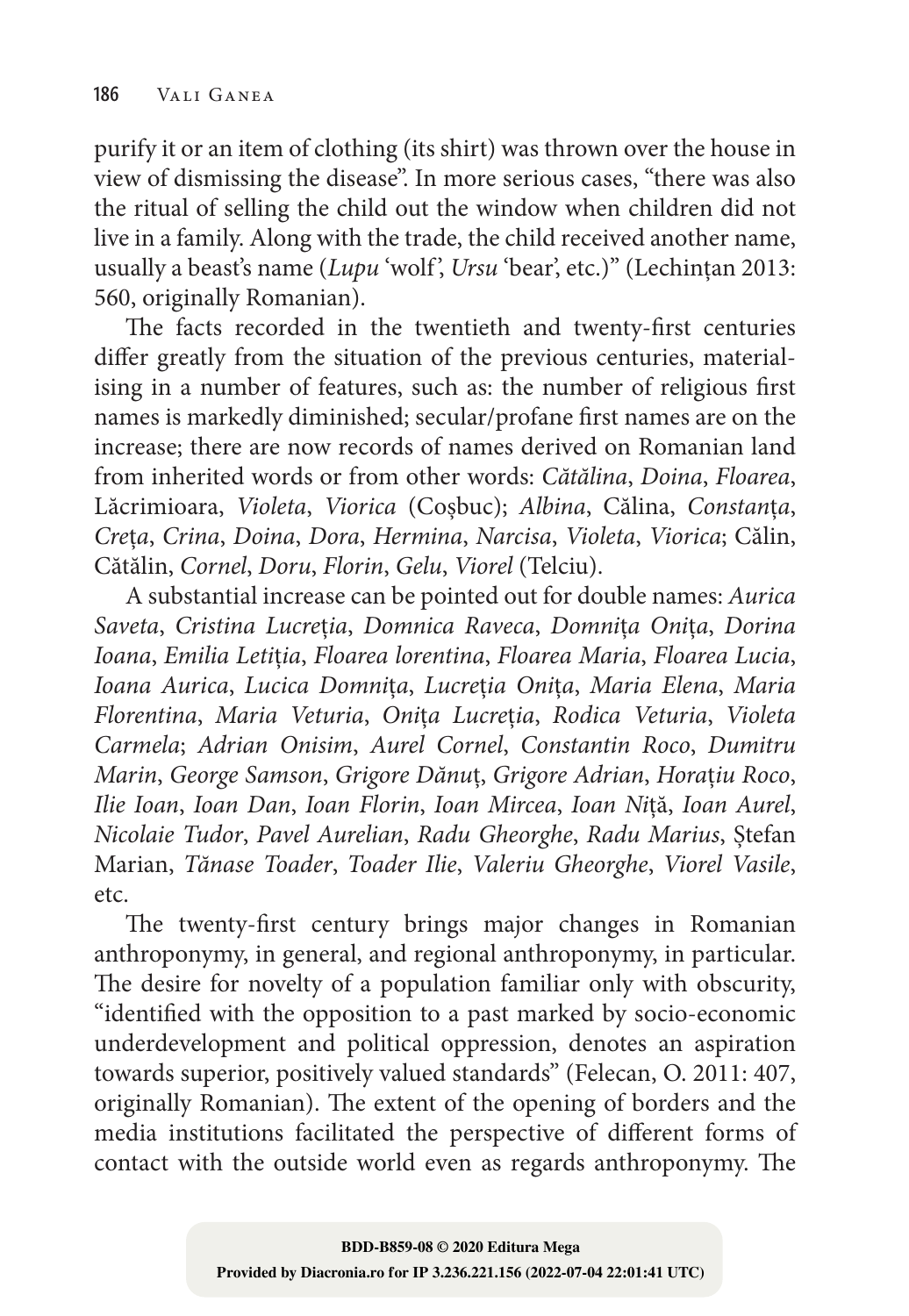purify it or an item of clothing (its shirt) was thrown over the house in view of dismissing the disease". In more serious cases, "there was also the ritual of selling the child out the window when children did not live in a family. Along with the trade, the child received another name, usually a beast's name (*Lupu* 'wolf', *Ursu* 'bear', etc.)" (Lechințan 2013: 560, originally Romanian).

The facts recorded in the twentieth and twenty-first centuries differ greatly from the situation of the previous centuries, materialising in a number of features, such as: the number of religious first names is markedly diminished; secular/profane first names are on the increase; there are now records of names derived on Romanian land from inherited words or from other words: *Cătălina*, *Doina*, *Floarea*, Lăcrimioara, *Violeta*, *Viorica* (Coșbuc); *Albina*, Călina, *Constanța*, *Crețа*, *Crina*, *Doina*, *Dora*, *Hermina*, *Narcisa*, *Violeta*, *Viorica*; Călin, Cătălin, *Cornel*, *Doru*, *Florin*, *Gelu*, *Viorel* (Telciu).

A substantial increase can be pointed out for double names: *Aurica Saveta*, *Cristina Lucreția*, *Domnica Raveca*, *Domnița Onița*, *Dorina Ioana*, *Emilia Letiția*, *Floarea lorentina*, *Floarea Maria*, *Floarea Lucia*, *Ioana Aurica*, *Lucica Domnița*, *Lucreția Onița*, *Maria Elena*, *Maria Florentina*, *Maria Veturia*, *Onița Lucreția*, *Rodica Veturia*, *Violeta Carmela*; *Adrian Onisim*, *Aurel Cornel*, *Constantin Roco*, *Dumitru Marin*, *George Samson*, *Grigore Dănuț*, *Grigore Adrian*, *Horațiu Roco*, *Ilie Ioan*, *Ioan Dan*, *Ioan Florin*, *Ioan Mircea*, *Ioan Niță*, *Ioan Aurel*, *Nicolaie Tudor*, *Pavel Aurelian*, *Radu Gheorghe*, *Radu Marius*, Ștefan Marian, *Tănase Toader*, *Toader Ilie*, *Valeriu Gheorghe*, *Viorel Vasile*, etc.

The twenty-first century brings major changes in Romanian anthroponymy, in general, and regional anthroponymy, in particular. The desire for novelty of a population familiar only with obscurity, "identified with the opposition to a past marked by socio-economic underdevelopment and political oppression, denotes an aspiration towards superior, positively valued standards" (Felecan, O. 2011: 407, originally Romanian). The extent of the opening of borders and the media institutions facilitated the perspective of different forms of contact with the outside world even as regards anthroponymy. The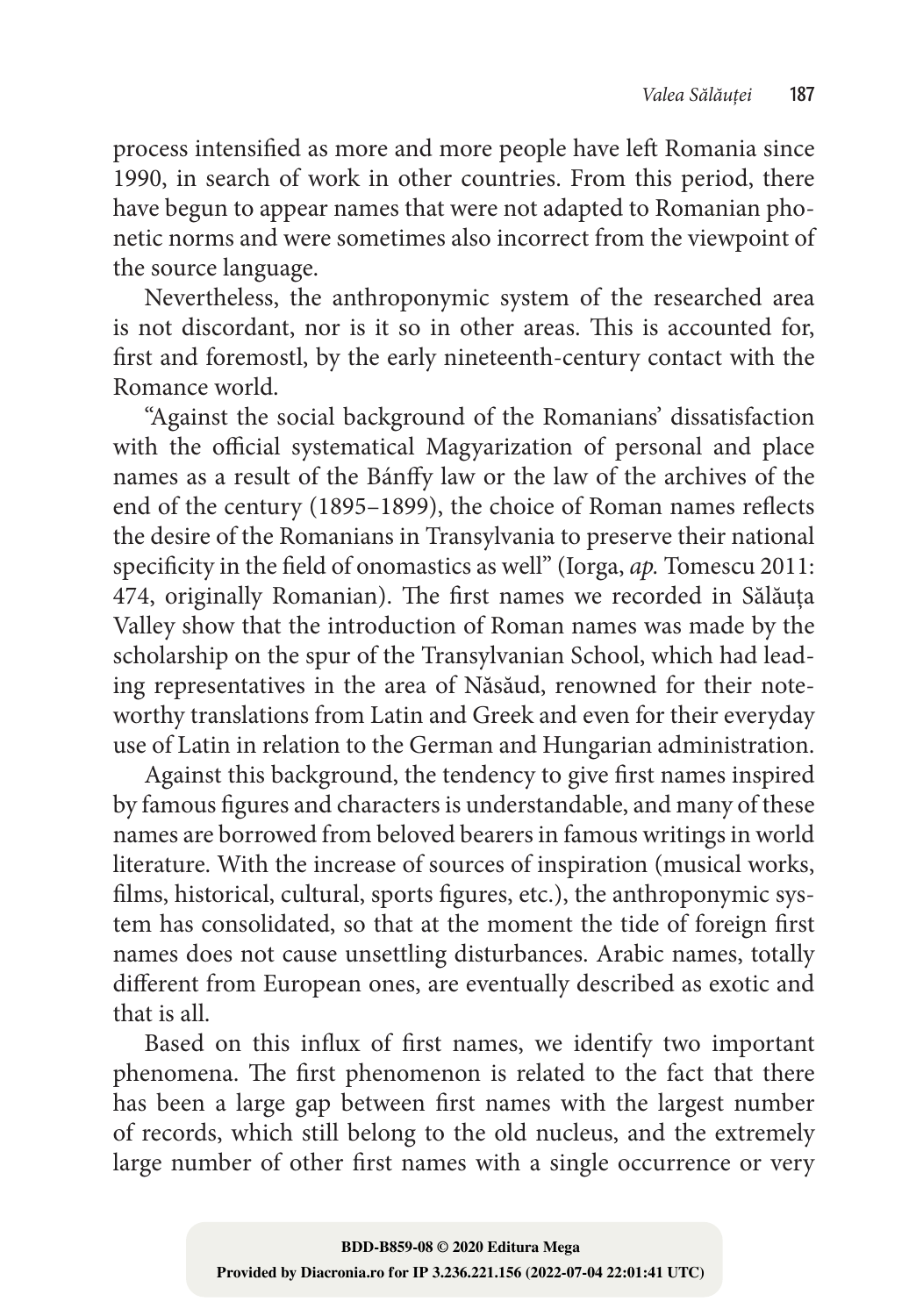process intensified as more and more people have left Romania since 1990, in search of work in other countries. From this period, there have begun to appear names that were not adapted to Romanian phonetic norms and were sometimes also incorrect from the viewpoint of the source language.

Nevertheless, the anthroponymic system of the researched area is not discordant, nor is it so in other areas. This is accounted for, first and foremostl, by the early nineteenth-century contact with the Romance world.

"Against the social background of the Romanians' dissatisfaction with the official systematical Magyarization of personal and place names as a result of the Bánffy law or the law of the archives of the end of the century (1895–1899), the choice of Roman names reflects the desire of the Romanians in Transylvania to preserve their national specificity in the field of onomastics as well" (Iorga, *ap.* Tomescu 2011: 474, originally Romanian). The first names we recorded in Sălăuța Valley show that the introduction of Roman names was made by the scholarship on the spur of the Transylvanian School, which had leading representatives in the area of Năsăud, renowned for their noteworthy translations from Latin and Greek and even for their everyday use of Latin in relation to the German and Hungarian administration.

Against this background, the tendency to give first names inspired by famous figures and characters is understandable, and many of these names are borrowed from beloved bearers in famous writings in world literature. With the increase of sources of inspiration (musical works, films, historical, cultural, sports figures, etc.), the anthroponymic system has consolidated, so that at the moment the tide of foreign first names does not cause unsettling disturbances. Arabic names, totally different from European ones, are eventually described as exotic and that is all.

Based on this influx of first names, we identify two important phenomena. The first phenomenon is related to the fact that there has been a large gap between first names with the largest number of records, which still belong to the old nucleus, and the extremely large number of other first names with a single occurrence or very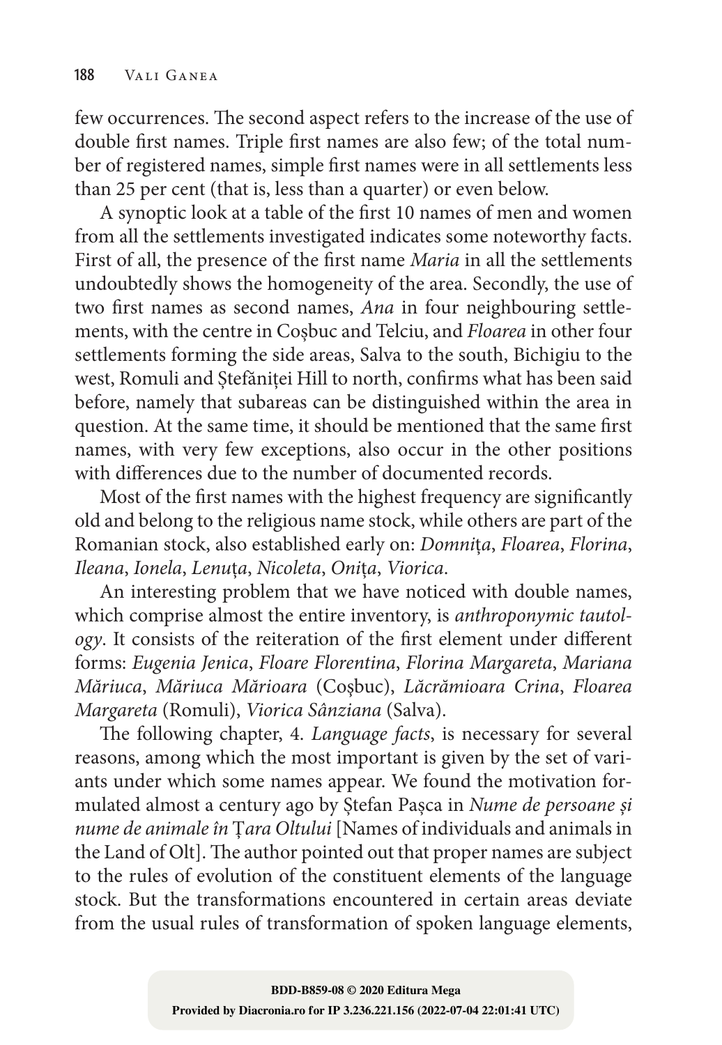few occurrences. The second aspect refers to the increase of the use of double first names. Triple first names are also few; of the total number of registered names, simple first names were in all settlements less than 25 per cent (that is, less than a quarter) or even below.

A synoptic look at a table of the first 10 names of men and women from all the settlements investigated indicates some noteworthy facts. First of all, the presence of the first name *Maria* in all the settlements undoubtedly shows the homogeneity of the area. Secondly, the use of two first names as second names, *Ana* in four neighbouring settlements, with the centre in Coșbuc and Telciu, and *Floarea* in other four settlements forming the side areas, Salva to the south, Bichigiu to the west, Romuli and Ștefăniței Hill to north, confirms what has been said before, namely that subareas can be distinguished within the area in question. At the same time, it should be mentioned that the same first names, with very few exceptions, also occur in the other positions with differences due to the number of documented records.

Most of the first names with the highest frequency are significantly old and belong to the religious name stock, while others are part of the Romanian stock, also established early on: *Domnița*, *Floarea*, *Florina*, *Ileana*, *Ionela*, *Lenuța*, *Nicoleta*, *Onița*, *Viorica*.

An interesting problem that we have noticed with double names, which comprise almost the entire inventory, is *anthroponymic tautology*. It consists of the reiteration of the first element under different forms: *Eugenia Jenica*, *Floare Florentina*, *Florina Margareta*, *Mariana Măriuca*, *Măriuca Mărioara* (Coșbuc), *Lăcrămioara Crina*, *Floarea Margareta* (Romuli), *Viorica Sânziana* (Salva).

The following chapter, 4. *Language facts*, is necessary for several reasons, among which the most important is given by the set of variants under which some names appear. We found the motivation formulated almost a century ago by Ștefan Pașca in *Nume de persoane și nume de animale în Țara Oltului* [Names of individuals and animals in the Land of Olt]. The author pointed out that proper names are subject to the rules of evolution of the constituent elements of the language stock. But the transformations encountered in certain areas deviate from the usual rules of transformation of spoken language elements,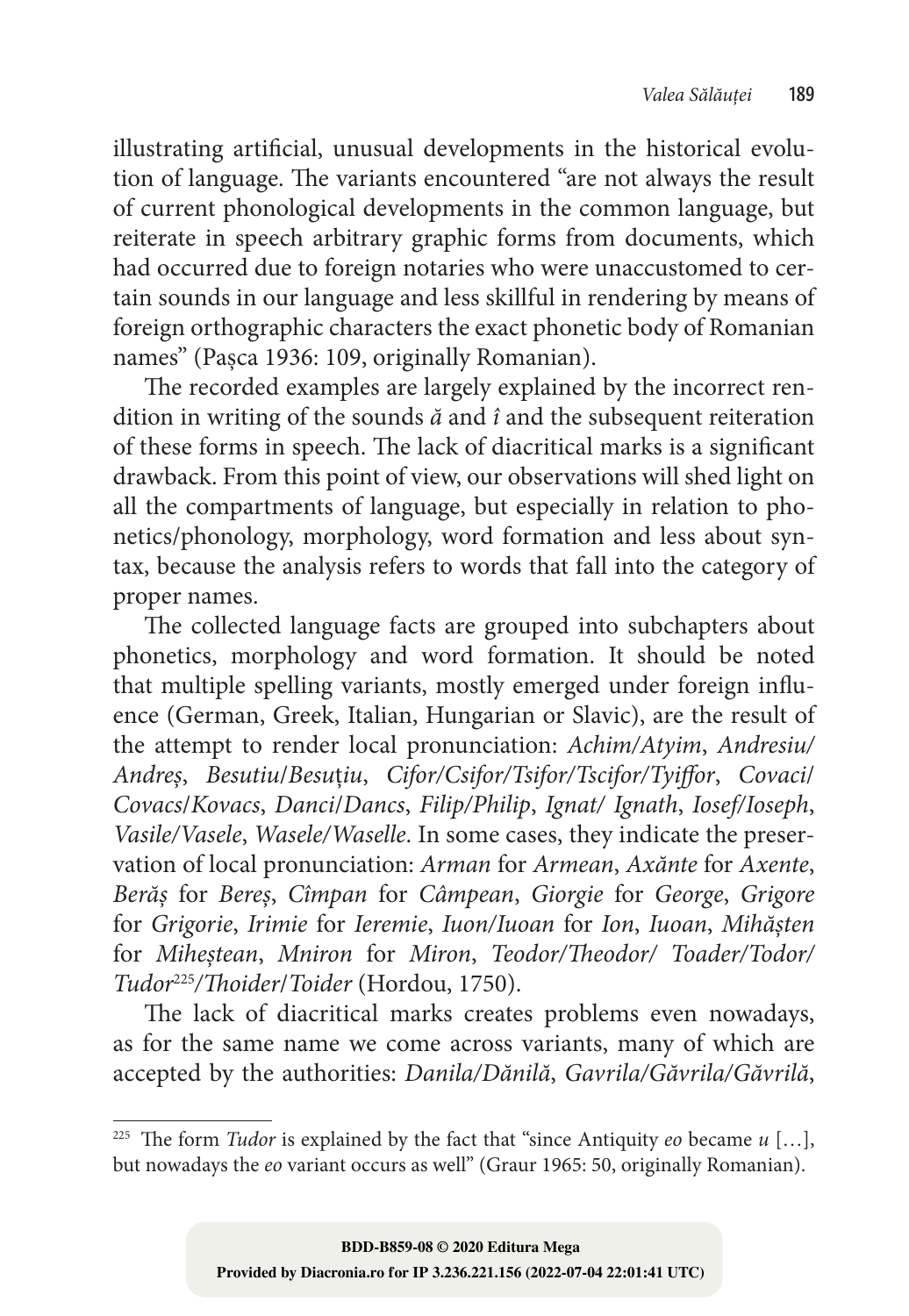illustrating artificial, unusual developments in the historical evolution of language. The variants encountered "are not always the result of current phonological developments in the common language, but reiterate in speech arbitrary graphic forms from documents, which had occurred due to foreign notaries who were unaccustomed to certain sounds in our language and less skillful in rendering by means of foreign orthographic characters the exact phonetic body of Romanian names" (Pașca 1936: 109, originally Romanian).

The recorded examples are largely explained by the incorrect rendition in writing of the sounds *ă* and *î* and the subsequent reiteration of these forms in speech. The lack of diacritical marks is a significant drawback. From this point of view, our observations will shed light on all the compartments of language, but especially in relation to phonetics/phonology, morphology, word formation and less about syntax, because the analysis refers to words that fall into the category of proper names.

The collected language facts are grouped into subchapters about phonetics, morphology and word formation. It should be noted that multiple spelling variants, mostly emerged under foreign influence (German, Greek, Italian, Hungarian or Slavic), are the result of the attempt to render local pronunciation: *Achim/Atyim*, *Andresiu/Andreș*, *Besutiu/Besuțiu*, *Cifor/Csifor/Tsifor/Tscifor/Tyiffor*, *Covaci/Covacs/Kovacs*, *Danci/Dancs*, *Filip/Philip*, *Ignat/ Ignath*, *Iosef/Ioseph*, *Vasile/Vasele*, *Wasele/Waselle*. In some cases, they indicate the preservation of local pronunciation: *Arman* for *Armean*, *Axănte* for *Axente*, *Berăș* for *Bereș*, *Cîmpan* for *Câmpean*, *Giorgie* for *George*, *Grigore* for *Grigorie*, *Irimie* for *Ieremie*, *Iuon/Iuoan* for *Ion*, *Iuoan*, *Mihășten* for *Miheștean*, *Mniron* for *Miron*, *Teodor/Theodor/ Toader/Todor/ Tudor*[225]/*Thoider/Toider* (Hordou, 1750).

The lack of diacritical marks creates problems even nowadays, as for the same name we come across variants, many of which are accepted by the authorities: *Danila/Dănilă*, *Gavrila/Găvrila/Găvrilă*,

---

[225] The form *Tudor* is explained by the fact that "since Antiquity *eo* became *u* […], but nowadays the *eo* variant occurs as well" (Graur 1965: 50, originally Romanian).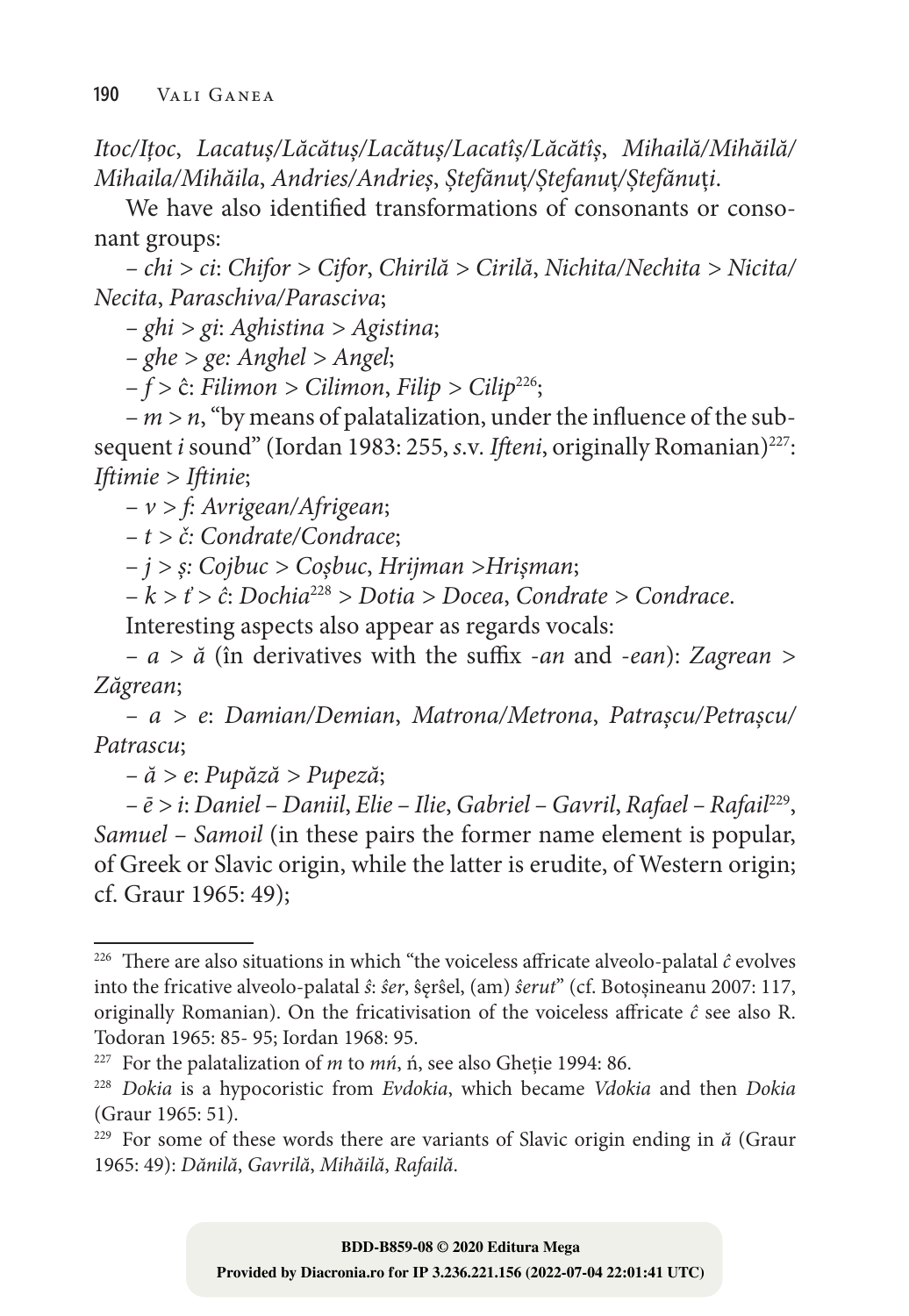*Itoc/Iţoc*, *Lacatuş/Lăcătuş/Lacătuş/Lacatîş/Lăcătîş*, *Mihailă/Mihăilă/Mihaila/Mihăila*, *Andries/Andrieş*, *Ştefănuţ/Ştefanuţ/Ştefănuţi*.

We have also identified transformations of consonants or consonant groups:

– *chi* > *ci*: *Chifor* > *Cifor*, *Chirilă* > *Cirilă*, *Nichita/Nechita* > *Nicita/Necita*, *Paraschiva/Parasciva*;

– *ghi* > *gi*: *Aghistina* > *Agistina*;

– *ghe* > *ge: Anghel* > *Angel*;

– *f* > ĉ: *Filimon* > *Cilimon*, *Filip* > *Cilip*[226];

– *m* > *n*, "by means of palatalization, under the influence of the subsequent *i* sound" (Iordan 1983: 255, *s.*v. *Ifteni*, originally Romanian)[227]: *Iftimie* > *Iftinie*;

– *v* > *f*: *Avrigean/Afrigean*;

– *t* > *č: Condrate/Condrace*;

– *j* > *ş: Cojbuc* > *Coşbuc*, *Hrijman* >*Hrişman*;

– *k* > *ť* > *ĉ*: *Dochia*[228] > *Dotia* > *Docea*, *Condrate* > *Condrace*.

Interesting aspects also appear as regards vocals:

– *a* > *ă* (în derivatives with the suffix -*an* and -*ean*): *Zagrean* > *Zăgrean*;

– *a* > *e*: *Damian/Demian*, *Matrona/Metrona*, *Patraşcu/Petraşcu/Patrascu*;

– *ă* > *e*: *Pupăză* > *Pupeză*;

– *ē* > *i*: *Daniel – Daniil*, *Elie – Ilie*, *Gabriel – Gavril*, *Rafael – Rafail*[229], *Samuel – Samoil* (in these pairs the former name element is popular, of Greek or Slavic origin, while the latter is erudite, of Western origin; cf. Graur 1965: 49);

---

[226] There are also situations in which "the voiceless affricate alveolo-palatal *ĉ* evolves into the fricative alveolo-palatal *ŝ*: *ŝer*, ŝęrŝel, (am) *ŝerut*" (cf. Botoşineanu 2007: 117, originally Romanian). On the fricativisation of the voiceless affricate *ĉ* see also R. Todoran 1965: 85- 95; Iordan 1968: 95.

[227] For the palatalization of *m* to *mń*, ń, see also Gheţie 1994: 86.

[228] *Dokia* is a hypocoristic from *Evdokia*, which became *Vdokia* and then *Dokia* (Graur 1965: 51).

[229] For some of these words there are variants of Slavic origin ending in *ă* (Graur 1965: 49): *Dănilă*, *Gavrilă*, *Mihăilă*, *Rafailă*.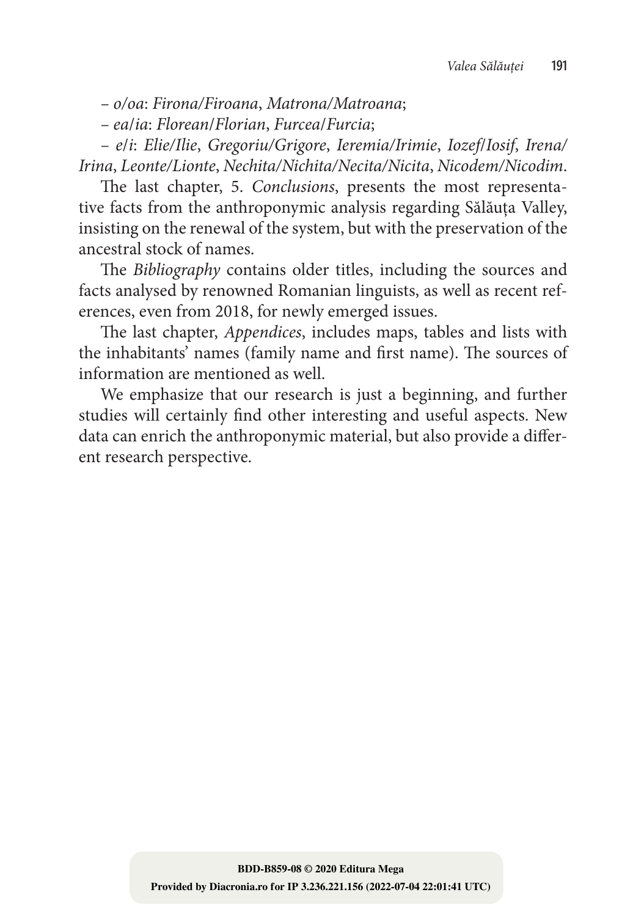– *o/oa*: *Firona/Firoana*, *Matrona/Matroana*;

– *ea/ia*: *Florean/Florian*, *Furcea/Furcia*;

– *e/i*: *Elie/Ilie*, *Gregoriu/Grigore*, *Ieremia/Irimie*, *Iozef/Iosif*, *Irena/Irina*, *Leonte/Lionte*, *Nechita/Nichita/Necita/Nicita*, *Nicodem/Nicodim*.

The last chapter, 5. *Conclusions*, presents the most representative facts from the anthroponymic analysis regarding Sălăuța Valley, insisting on the renewal of the system, but with the preservation of the ancestral stock of names.

The *Bibliography* contains older titles, including the sources and facts analysed by renowned Romanian linguists, as well as recent references, even from 2018, for newly emerged issues.

The last chapter, *Appendices*, includes maps, tables and lists with the inhabitants' names (family name and first name). The sources of information are mentioned as well.

We emphasize that our research is just a beginning, and further studies will certainly find other interesting and useful aspects. New data can enrich the anthroponymic material, but also provide a different research perspective.